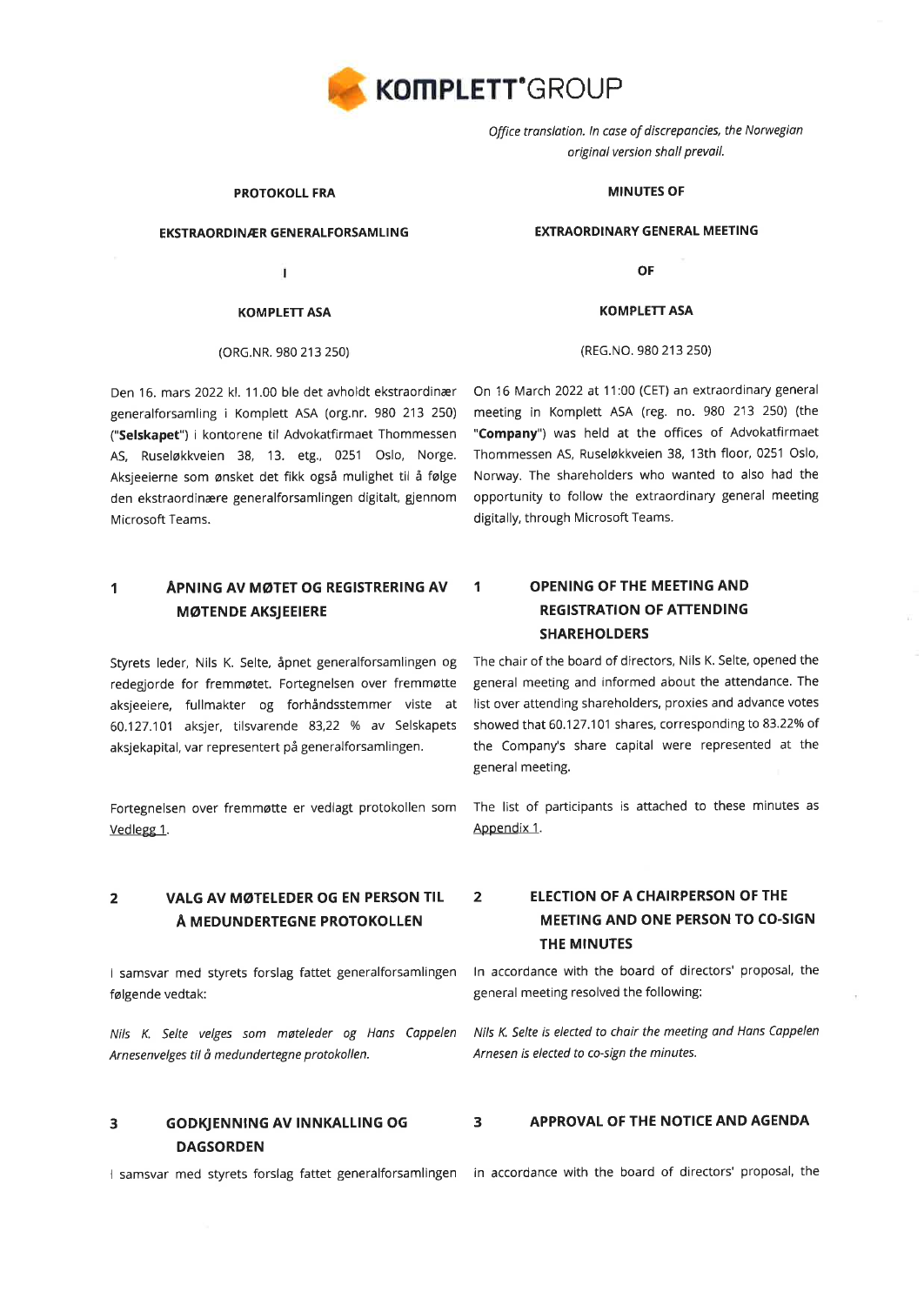**KOMPLETT GROUP**

*Office translation. In case of discrepancies, the Norwegian original version shall prevail.*

**PROTOKOLL FRA**

**EKSTRAORDINÆR GENERALFORSAMLING**

**I**

**KOMPLETT ASA**

(ORG.NR. 980 213 250)

Den 16. mars 2022 kl. 11.00 ble det avholdt ekstraordinær generalforsamling i Komplett ASA (org.nr. 980 213 250) ("**Selskapet**") i kontorene til Advokatfirmaet Thommessen AS, Ruseløkkveien 38, 13. etg., 0251 Oslo, Norge. Aksjeeierne som ønsket det fikk også mulighet til å følge den ekstraordinære generalforsamlingen digitalt, gjennom Microsoft Teams.

## 1 ÅPNING AV MØTET OG REGISTRERING AV MØTENDE AKSJEEIERE

Styrets leder, Nils K. Selte, åpnet generalforsamlingen og redegjorde for fremmøtet. Fortegnelsen over fremmøtte aksjeeiere, fullmakter og forhåndsstemmer viste at 60.127.101 aksjer, tilsvarende 83,22 % av Selskapets aksjekapital, var representert på generalforsamlingen.

Fortegnelsen over fremmøtte er vedlagt protokollen som Vedlegg 1.

## 2 VALG AV MØTELEDER OG EN PERSON TIL Å MEDUNDERTEGNE PROTOKOLLEN

I samsvar med styrets forslag fattet generalforsamlingen følgende vedtak:

*Nils K. Selte velges som møteleder og Hans Cappelen Arnesenvelges til å medundertegne protokollen.*

## 3 GODKJENNING AV INNKALLING OG DAGSORDEN

I samsvar med styrets forslag fattet generalforsamlingen

---

**MINUTES OF**

**EXTRAORDINARY GENERAL MEETING**

**OF**

**KOMPLETT ASA**

(REG.NO. 980 213 250)

On 16 March 2022 at 11:00 (CET) an extraordinary general meeting in Komplett ASA (reg. no. 980 213 250) (the "**Company**") was held at the offices of Advokatfirmaet Thommessen AS, Ruseløkkveien 38, 13th floor, 0251 Oslo, Norway. The shareholders who wanted to also had the opportunity to follow the extraordinary general meeting digitally, through Microsoft Teams.

## 1 OPENING OF THE MEETING AND REGISTRATION OF ATTENDING SHAREHOLDERS

The chair of the board of directors, Nils K. Selte, opened the general meeting and informed about the attendance. The list over attending shareholders, proxies and advance votes showed that 60.127.101 shares, corresponding to 83.22% of the Company's share capital were represented at the general meeting.

The list of participants is attached to these minutes as Appendix 1.

## 2 ELECTION OF A CHAIRPERSON OF THE MEETING AND ONE PERSON TO CO-SIGN THE MINUTES

In accordance with the board of directors' proposal, the general meeting resolved the following:

*Nils K. Selte is elected to chair the meeting and Hans Cappelen Arnesen is elected to co-sign the minutes.*

## 3 APPROVAL OF THE NOTICE AND AGENDA

In accordance with the board of directors' proposal, the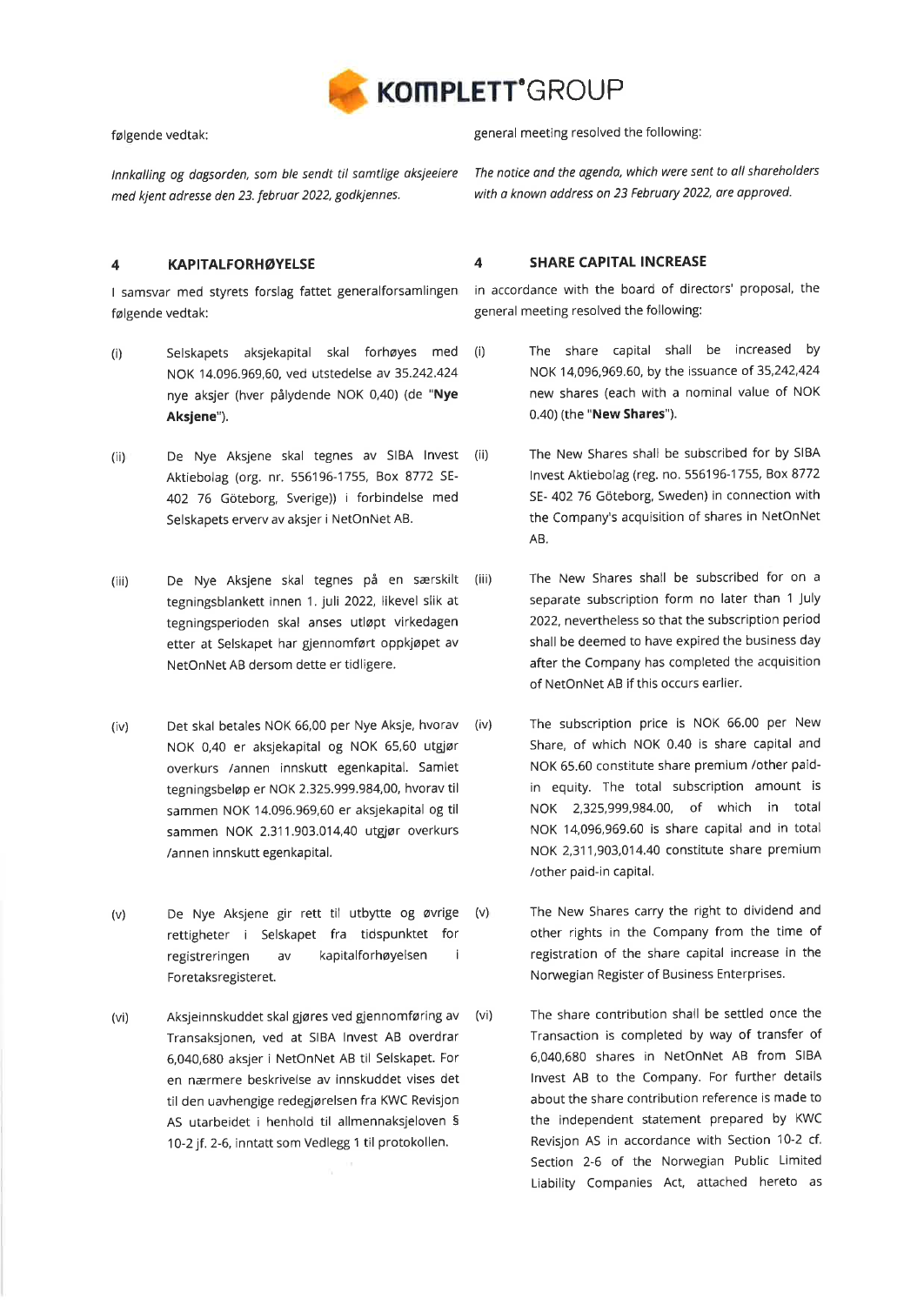følgende vedtak:

*Innkalling og dagsorden, som ble sendt til samtlige aksjeeiere med kjent adresse den 23. februar 2022, godkjennes.*

## 4 KAPITALFORHØYELSE

I samsvar med styrets forslag fattet generalforsamlingen følgende vedtak:

(i) Selskapets aksjekapital skal forhøyes med NOK 14.096.969,60, ved utstedelse av 35.242.424 nye aksjer (hver pålydende NOK 0,40) (de "**Nye Aksjene**").

(ii) De Nye Aksjene skal tegnes av SIBA Invest Aktiebolag (org. nr. 556196-1755, Box 8772 SE-402 76 Göteborg, Sverige)) i forbindelse med Selskapets erverv av aksjer i NetOnNet AB.

(iii) De Nye Aksjene skal tegnes på en særskilt tegningsblankett innen 1. juli 2022, likevel slik at tegningsperioden skal anses utløpt virkedagen etter at Selskapet har gjennomført oppkjøpet av NetOnNet AB dersom dette er tidligere.

(iv) Det skal betales NOK 66,00 per Nye Aksje, hvorav NOK 0,40 er aksjekapital og NOK 65,60 utgjør overkurs /annen innskutt egenkapital. Samlet tegningsbeløp er NOK 2.325.999.984,00, hvorav til sammen NOK 14.096.969,60 er aksjekapital og til sammen NOK 2.311.903.014,40 utgjør overkurs /annen innskutt egenkapital.

(v) De Nye Aksjene gir rett til utbytte og øvrige rettigheter i Selskapet fra tidspunktet for registreringen av kapitalforhøyelsen i Foretaksregisteret.

(vi) Aksjeinnskuddet skal gjøres ved gjennomføring av Transaksjonen, ved at SIBA Invest AB overdrar 6,040,680 aksjer i NetOnNet AB til Selskapet. For en nærmere beskrivelse av innskuddet vises det til den uavhengige redegjørelsen fra KWC Revisjon AS utarbeidet i henhold til allmennaksjeloven § 10-2 jf. 2-6, inntatt som Vedlegg 1 til protokollen.

---

general meeting resolved the following:

*The notice and the agenda, which were sent to all shareholders with a known address on 23 February 2022, are approved.*

## 4 SHARE CAPITAL INCREASE

In accordance with the board of directors' proposal, the general meeting resolved the following:

(i) The share capital shall be increased by NOK 14,096,969.60, by the issuance of 35,242,424 new shares (each with a nominal value of NOK 0.40) (the "**New Shares**").

(ii) The New Shares shall be subscribed for by SIBA Invest Aktiebolag (reg. no. 556196-1755, Box 8772 SE- 402 76 Göteborg, Sweden) in connection with the Company's acquisition of shares in NetOnNet AB.

(iii) The New Shares shall be subscribed for on a separate subscription form no later than 1 July 2022, nevertheless so that the subscription period shall be deemed to have expired the business day after the Company has completed the acquisition of NetOnNet AB if this occurs earlier.

(iv) The subscription price is NOK 66.00 per New Share, of which NOK 0.40 is share capital and NOK 65.60 constitute share premium /other paid-in equity. The total subscription amount is NOK 2,325,999,984.00, of which in total NOK 14,096,969.60 is share capital and in total NOK 2,311,903,014.40 constitute share premium /other paid-in capital.

(v) The New Shares carry the right to dividend and other rights in the Company from the time of registration of the share capital increase in the Norwegian Register of Business Enterprises.

(vi) The share contribution shall be settled once the Transaction is completed by way of transfer of 6,040,680 shares in NetOnNet AB from SIBA Invest AB to the Company. For further details about the share contribution reference is made to the independent statement prepared by KWC Revisjon AS in accordance with Section 10-2 cf. Section 2-6 of the Norwegian Public Limited Liability Companies Act, attached hereto as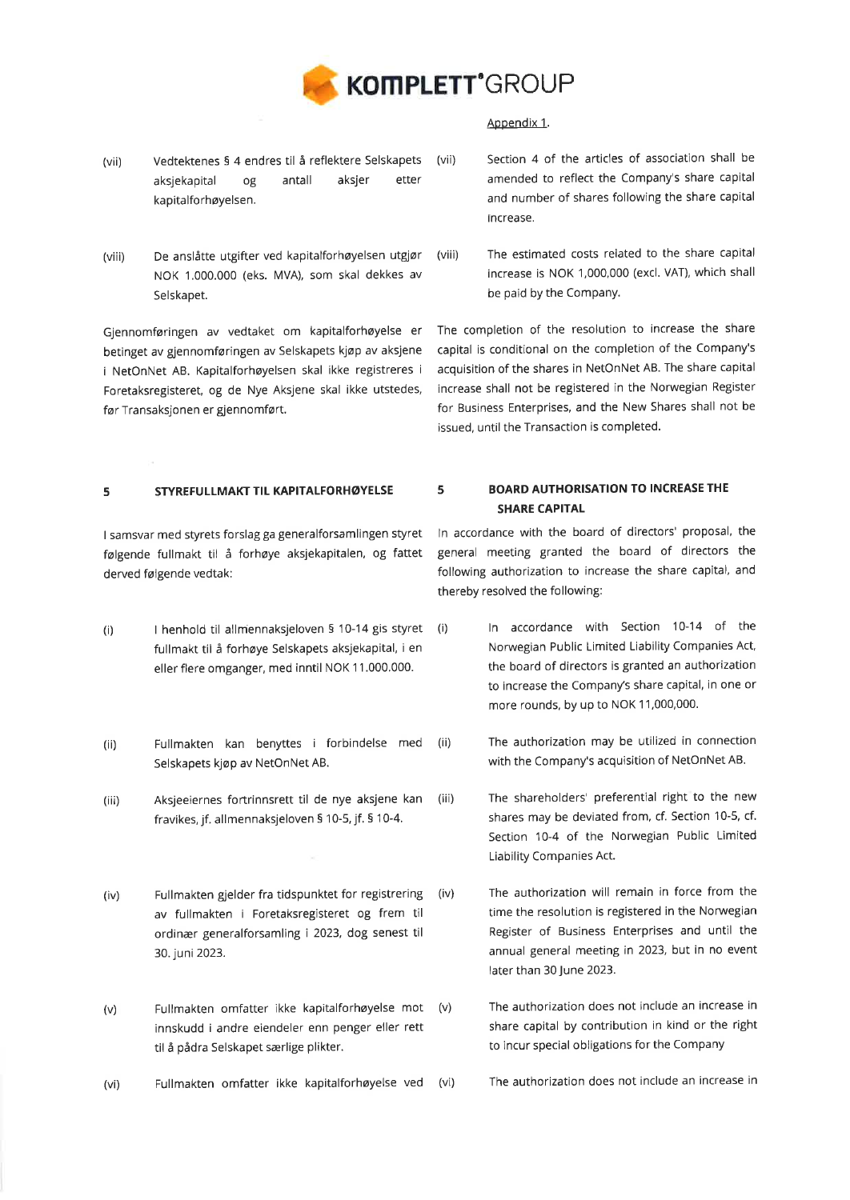Appendix 1.

(vii) Vedtektenes § 4 endres til å reflektere Selskapets aksjekapital og antall aksjer etter kapitalforhøyelsen.

(vii) Section 4 of the articles of association shall be amended to reflect the Company's share capital and number of shares following the share capital increase.

(viii) De anslåtte utgifter ved kapitalforhøyelsen utgjør NOK 1.000.000 (eks. MVA), som skal dekkes av Selskapet.

(viii) The estimated costs related to the share capital increase is NOK 1,000,000 (excl. VAT), which shall be paid by the Company.

Gjennomføringen av vedtaket om kapitalforhøyelse er betinget av gjennomføringen av Selskapets kjøp av aksjene i NetOnNet AB. Kapitalforhøyelsen skal ikke registreres i Foretaksregisteret, og de Nye Aksjene skal ikke utstedes, før Transaksjonen er gjennomført.

The completion of the resolution to increase the share capital is conditional on the completion of the Company's acquisition of the shares in NetOnNet AB. The share capital increase shall not be registered in the Norwegian Register for Business Enterprises, and the New Shares shall not be issued, until the Transaction is completed.

## 5 STYREFULLMAKT TIL KAPITALFORHØYELSE

## 5 BOARD AUTHORISATION TO INCREASE THE SHARE CAPITAL

I samsvar med styrets forslag ga generalforsamlingen styret følgende fullmakt til å forhøye aksjekapitalen, og fattet derved følgende vedtak:

In accordance with the board of directors' proposal, the general meeting granted the board of directors the following authorization to increase the share capital, and thereby resolved the following:

(i) I henhold til allmennaksjeloven § 10-14 gis styret fullmakt til å forhøye Selskapets aksjekapital, i en eller flere omganger, med inntil NOK 11.000.000.

(i) In accordance with Section 10-14 of the Norwegian Public Limited Liability Companies Act, the board of directors is granted an authorization to increase the Company's share capital, in one or more rounds, by up to NOK 11,000,000.

(ii) Fullmakten kan benyttes i forbindelse med Selskapets kjøp av NetOnNet AB.

(ii) The authorization may be utilized in connection with the Company's acquisition of NetOnNet AB.

(iii) Aksjeeiernes fortrinnsrett til de nye aksjene kan fravikes, jf. allmennaksjeloven § 10-5, jf. § 10-4.

(iii) The shareholders' preferential right to the new shares may be deviated from, cf. Section 10-5, cf. Section 10-4 of the Norwegian Public Limited Liability Companies Act.

(iv) Fullmakten gjelder fra tidspunktet for registrering av fullmakten i Foretaksregisteret og frem til ordinær generalforsamling i 2023, dog senest til 30. juni 2023.

(iv) The authorization will remain in force from the time the resolution is registered in the Norwegian Register of Business Enterprises and until the annual general meeting in 2023, but in no event later than 30 June 2023.

(v) Fullmakten omfatter ikke kapitalforhøyelse mot innskudd i andre eiendeler enn penger eller rett til å pådra Selskapet særlige plikter.

(v) The authorization does not include an increase in share capital by contribution in kind or the right to incur special obligations for the Company

(vi) Fullmakten omfatter ikke kapitalforhøyelse ved

(vi) The authorization does not include an increase in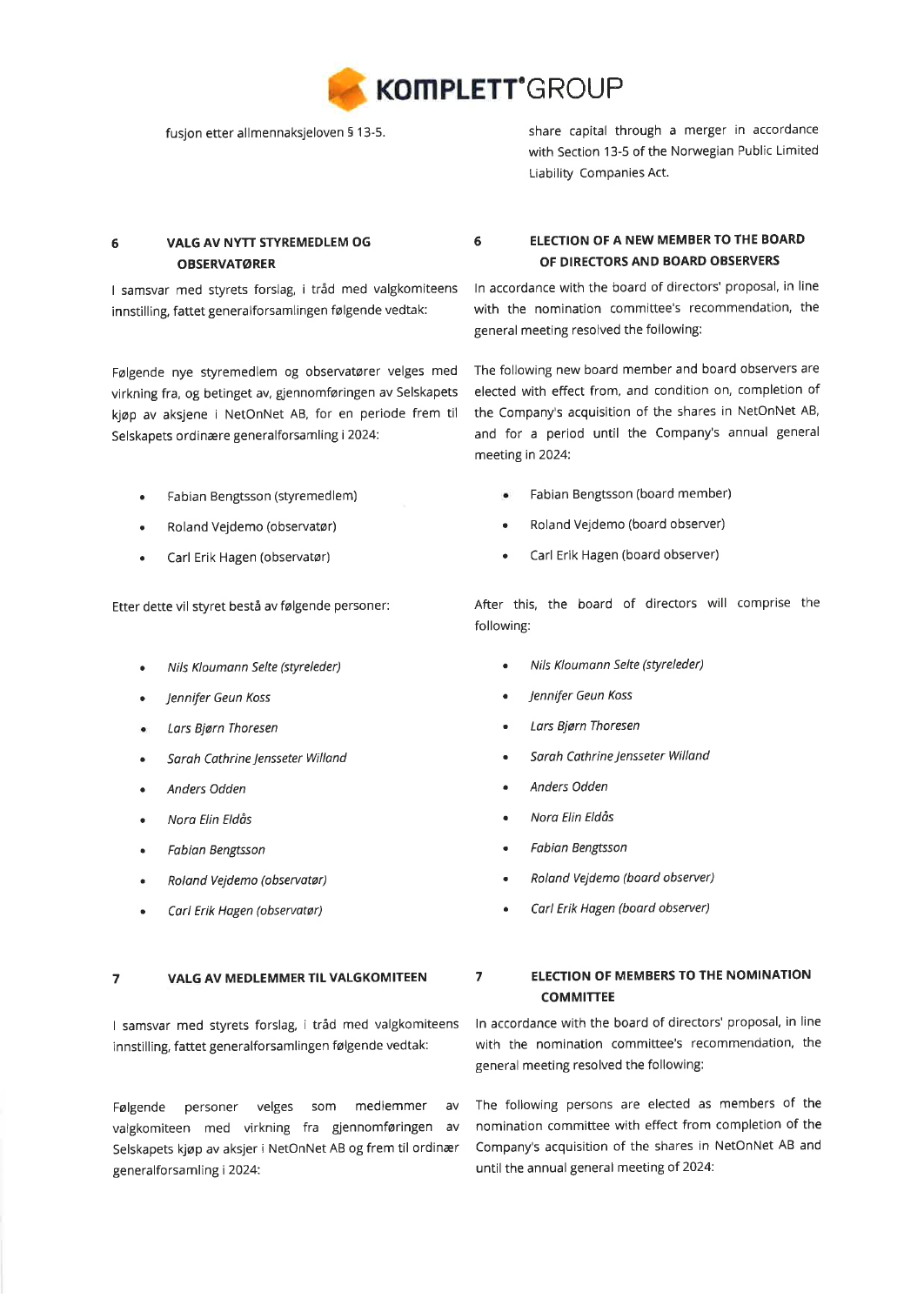fusjon etter allmennaksjeloven § 13-5.

share capital through a merger in accordance with Section 13-5 of the Norwegian Public Limited Liability Companies Act.

## 6 VALG AV NYTT STYREMEDLEM OG OBSERVATØRER

I samsvar med styrets forslag, i tråd med valgkomiteens innstilling, fattet generalforsamlingen følgende vedtak:

Følgende nye styremedlem og observatører velges med virkning fra, og betinget av, gjennomføringen av Selskapets kjøp av aksjene i NetOnNet AB, for en periode frem til Selskapets ordinære generalforsamling i 2024:

- Fabian Bengtsson (styremedlem)
- Roland Vejdemo (observatør)
- Carl Erik Hagen (observatør)

Etter dette vil styret bestå av følgende personer:

- *Nils Kloumann Selte (styreleder)*
- *Jennifer Geun Koss*
- *Lars Bjørn Thoresen*
- *Sarah Cathrine Jensseter Willand*
- *Anders Odden*
- *Nora Elin Eldås*
- *Fabian Bengtsson*
- *Roland Vejdemo (observatør)*
- *Carl Erik Hagen (observatør)*

## 6 ELECTION OF A NEW MEMBER TO THE BOARD OF DIRECTORS AND BOARD OBSERVERS

In accordance with the board of directors' proposal, in line with the nomination committee's recommendation, the general meeting resolved the following:

The following new board member and board observers are elected with effect from, and condition on, completion of the Company's acquisition of the shares in NetOnNet AB, and for a period until the Company's annual general meeting in 2024:

- Fabian Bengtsson (board member)
- Roland Vejdemo (board observer)
- Carl Erik Hagen (board observer)

After this, the board of directors will comprise the following:

- *Nils Kloumann Selte (styreleder)*
- *Jennifer Geun Koss*
- *Lars Bjørn Thoresen*
- *Sarah Cathrine Jensseter Willand*
- *Anders Odden*
- *Nora Elin Eldås*
- *Fabian Bengtsson*
- *Roland Vejdemo (board observer)*
- *Carl Erik Hagen (board observer)*

## 7 VALG AV MEDLEMMER TIL VALGKOMITEEN

I samsvar med styrets forslag, i tråd med valgkomiteens innstilling, fattet generalforsamlingen følgende vedtak:

Følgende personer velges som medlemmer av valgkomiteen med virkning fra gjennomføringen av Selskapets kjøp av aksjer i NetOnNet AB og frem til ordinær generalforsamling i 2024:

## 7 ELECTION OF MEMBERS TO THE NOMINATION COMMITTEE

In accordance with the board of directors' proposal, in line with the nomination committee's recommendation, the general meeting resolved the following:

The following persons are elected as members of the nomination committee with effect from completion of the Company's acquisition of the shares in NetOnNet AB and until the annual general meeting of 2024: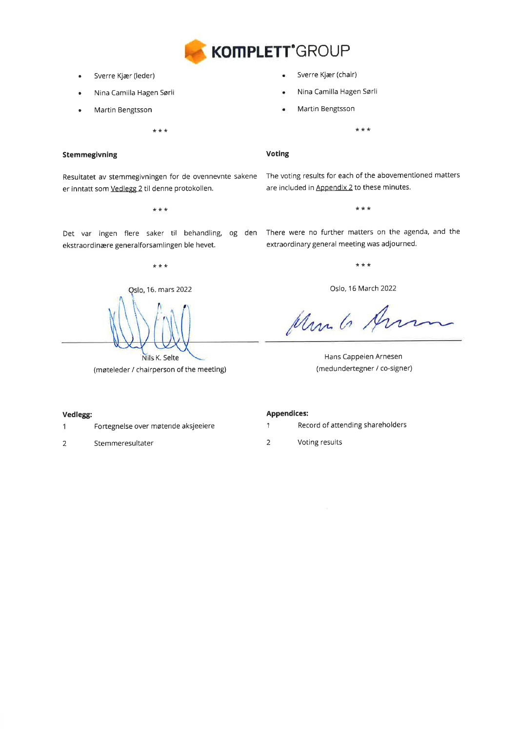KOMPLETT GROUP

- Sverre Kjær (leder)
- Nina Camilla Hagen Sørli
- Martin Bengtsson

- Sverre Kjær (chair)
- Nina Camilla Hagen Sørli
- Martin Bengtsson

* * *

**Stemmegivning**

Resultatet av stemmegivningen for de ovennevnte sakene er inntatt som Vedlegg 2 til denne protokollen.

**Voting**

The voting results for each of the abovementioned matters are included in Appendix 2 to these minutes.

* * *

Det var ingen flere saker til behandling, og den ekstraordinære generalforsamlingen ble hevet.

There were no further matters on the agenda, and the extraordinary general meeting was adjourned.

* * *

Oslo, 16. mars 2022

Nils K. Selte
(møteleder / chairperson of the meeting)

Oslo, 16 March 2022

Hans Cappelen Arnesen
(medundertegner / co-signer)

**Vedlegg:**

1 Fortegnelse over møtende aksjeeiere

2 Stemmeresultater

**Appendices:**

1 Record of attending shareholders

2 Voting results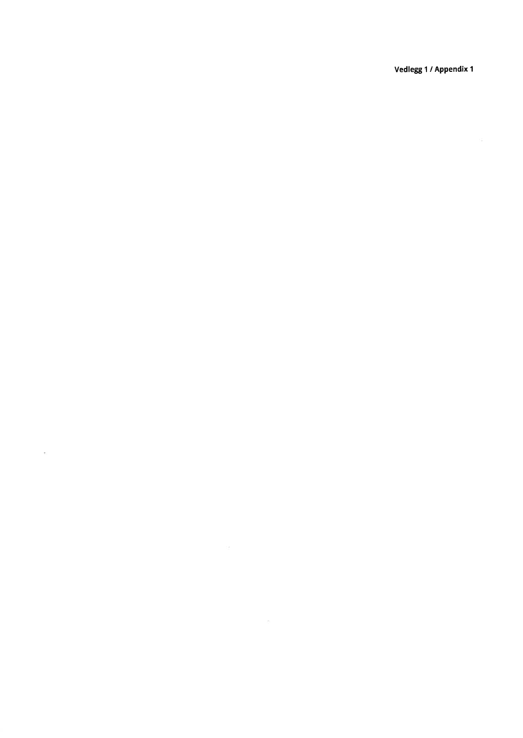**Vedlegg 1 / Appendix 1**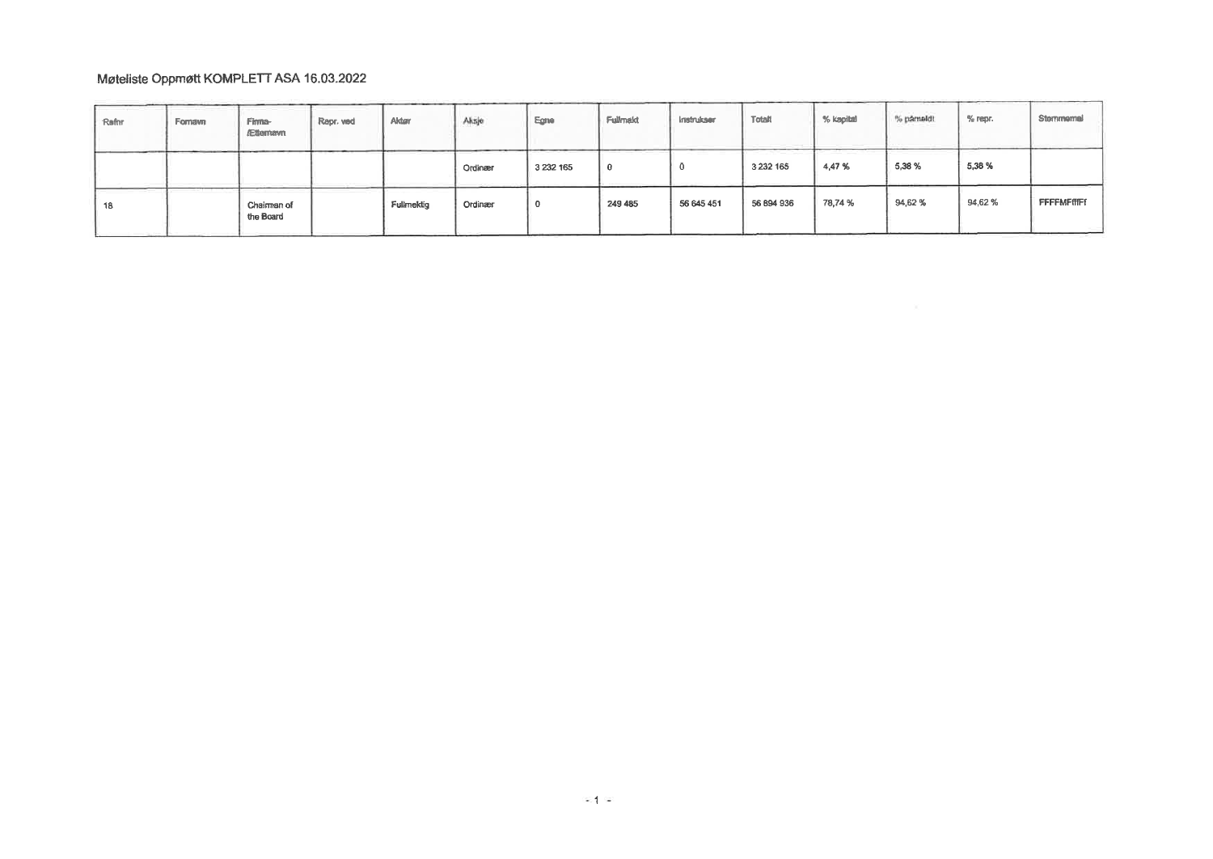# Møteliste Oppmøtt KOMPLETT ASA 16.03.2022

| Refnr | Fornavn | Firma-/Etternavn | Repr. ved | Aktør | Aksje | Egne | Fullmakt | Instrukser | Totalt | % kapital | % påmeldt | % repr. | Stemmemal |
|---|---|---|---|---|---|---|---|---|---|---|---|---|---|
| | | | | | Ordinær | 3 232 165 | 0 | 0 | 3 232 165 | 4,47 % | 5,38 % | 5,38 % | |
| 18 | | Chairman of the Board | | Fullmektig | Ordinær | 0 | 249 485 | 56 645 451 | 56 894 936 | 78,74 % | 94,62 % | 94,62 % | FFFFMFffFf |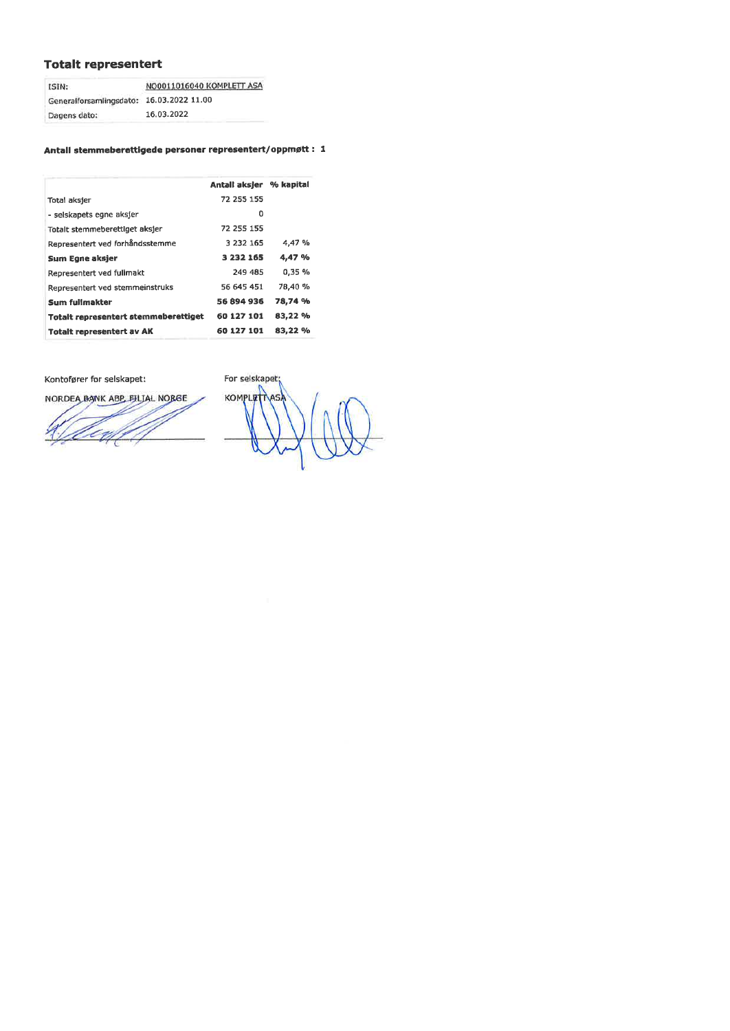## Totalt representert

| ISIN: | NO0011016040 KOMPLETT ASA |
|---|---|
| Generalforsamlingsdato: | 16.03.2022 11.00 |
| Dagens dato: | 16.03.2022 |

**Antall stemmeberettigede personer representert/oppmøtt : 1**

| | Antall aksjer | % kapital |
|---|---|---|
| Total aksjer | 72 255 155 | |
| - selskapets egne aksjer | 0 | |
| Totalt stemmeberettiget aksjer | 72 255 155 | |
| Representert ved forhåndsstemme | 3 232 165 | 4,47 % |
| **Sum Egne aksjer** | **3 232 165** | **4,47 %** |
| Representert ved fullmakt | 249 485 | 0,35 % |
| Representert ved stemmeinstruks | 56 645 451 | 78,40 % |
| **Sum fullmakter** | **56 894 936** | **78,74 %** |
| **Totalt representert stemmeberettiget** | **60 127 101** | **83,22 %** |
| **Totalt representert av AK** | **60 127 101** | **83,22 %** |

Kontofører for selskapet:

NORDEA BANK ABP, FILIAL NORGE

For selskapet:

KOMPLETT ASA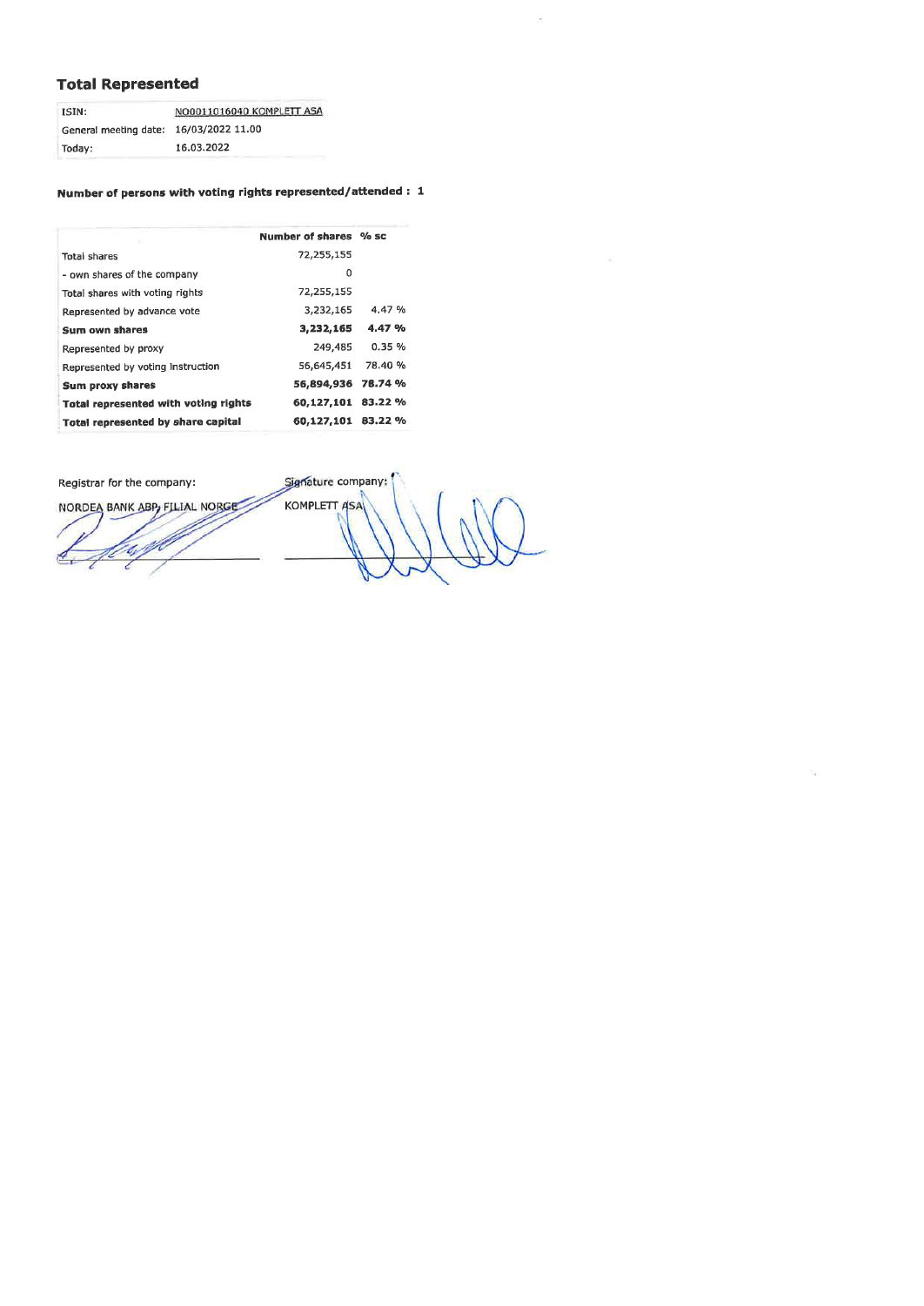## Total Represented

| ISIN: | NO0011016040 KOMPLETT ASA |
|---|---|
| General meeting date: | 16/03/2022 11.00 |
| Today: | 16.03.2022 |

**Number of persons with voting rights represented/attended : 1**

| | Number of shares | % sc |
|---|---|---|
| Total shares | 72,255,155 | |
| - own shares of the company | 0 | |
| Total shares with voting rights | 72,255,155 | |
| Represented by advance vote | 3,232,165 | 4.47 % |
| **Sum own shares** | **3,232,165** | **4.47 %** |
| Represented by proxy | 249,485 | 0.35 % |
| Represented by voting instruction | 56,645,451 | 78.40 % |
| **Sum proxy shares** | **56,894,936** | **78.74 %** |
| **Total represented with voting rights** | **60,127,101** | **83.22 %** |
| **Total represented by share capital** | **60,127,101** | **83.22 %** |

Registrar for the company:

NORDEA BANK ABP, FILIAL NORGE

Signature company:

KOMPLETT ASA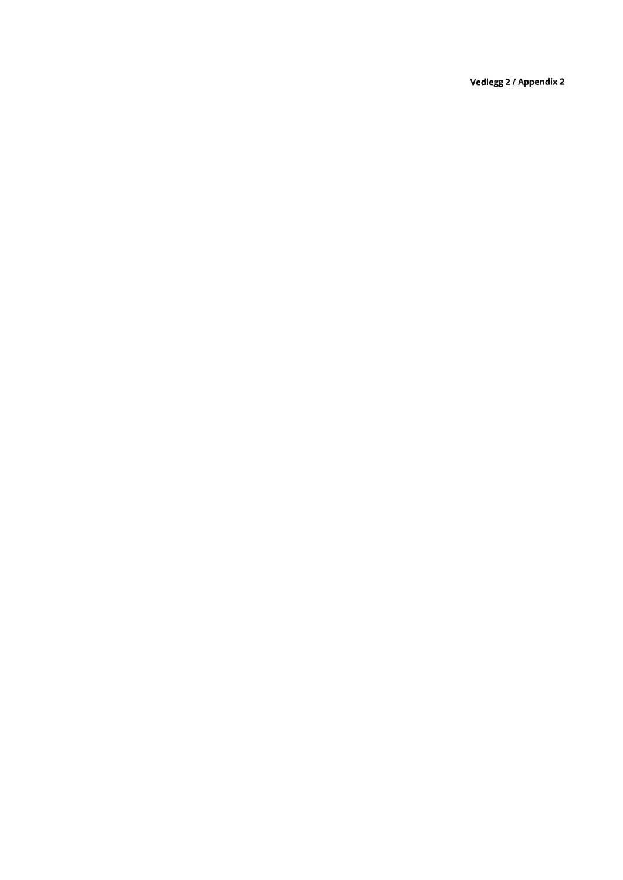**Vedlegg 2 / Appendix 2**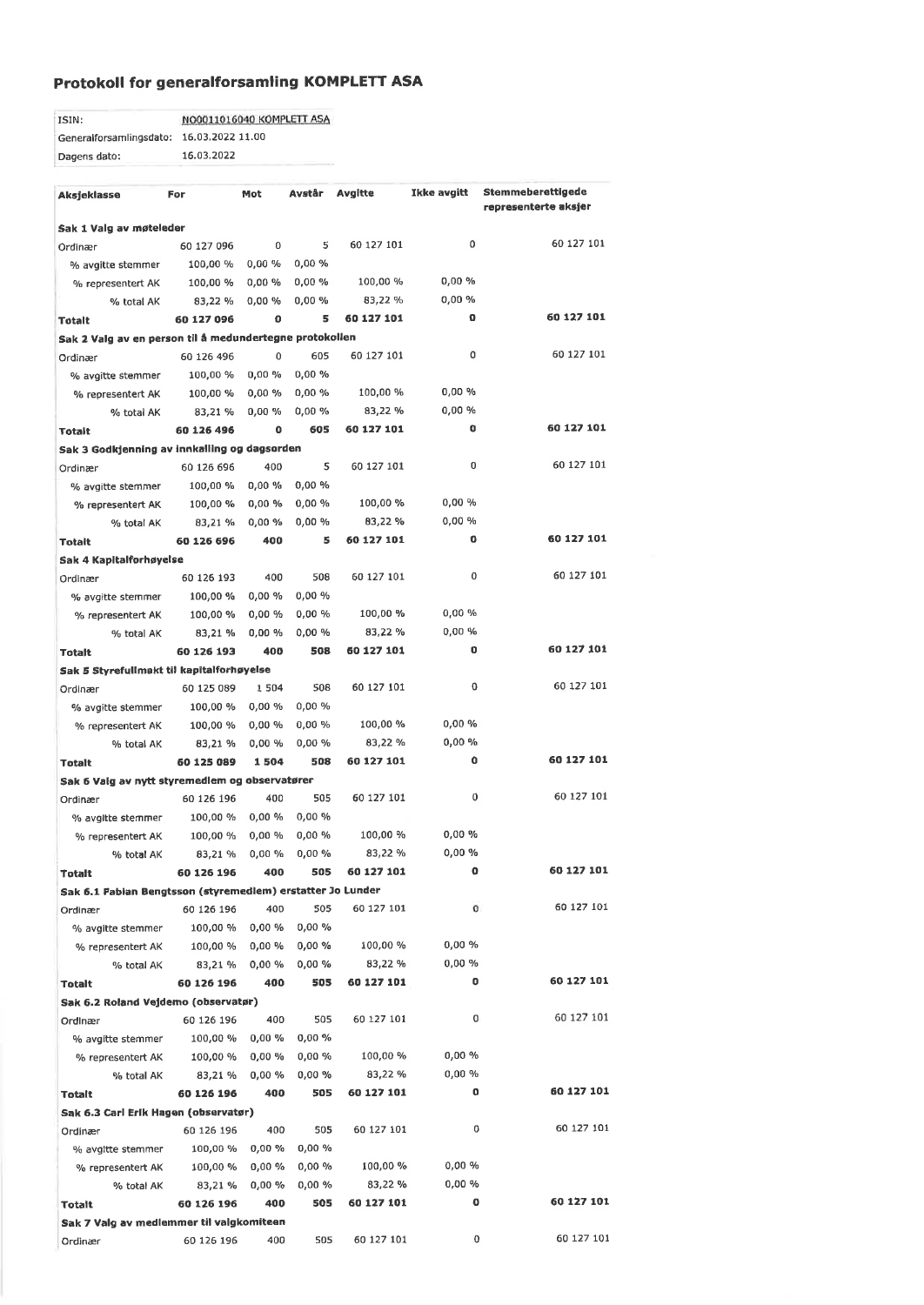# Protokoll for generalforsamling KOMPLETT ASA

| | |
|---|---|
| ISIN: | NO0011016040 KOMPLETT ASA |
| Generalforsamlingsdato: | 16.03.2022 11.00 |
| Dagens dato: | 16.03.2022 |

| Aksjeklasse | For | Mot | Avstår | Avgitte | Ikke avgitt | Stemmeberettigede representerte aksjer |
|---|---|---|---|---|---|---|
| **Sak 1 Valg av møteleder** | | | | | | |
| Ordinær | 60 127 096 | 0 | 5 | 60 127 101 | 0 | 60 127 101 |
| % avgitte stemmer | 100,00 % | 0,00 % | 0,00 % | | | |
| % representert AK | 100,00 % | 0,00 % | 0,00 % | 100,00 % | 0,00 % | |
| % total AK | 83,22 % | 0,00 % | 0,00 % | 83,22 % | 0,00 % | |
| **Totalt** | **60 127 096** | **0** | **5** | **60 127 101** | **0** | **60 127 101** |
| **Sak 2 Valg av en person til å medundertegne protokollen** | | | | | | |
| Ordinær | 60 126 496 | 0 | 605 | 60 127 101 | 0 | 60 127 101 |
| % avgitte stemmer | 100,00 % | 0,00 % | 0,00 % | | | |
| % representert AK | 100,00 % | 0,00 % | 0,00 % | 100,00 % | 0,00 % | |
| % total AK | 83,21 % | 0,00 % | 0,00 % | 83,22 % | 0,00 % | |
| **Totalt** | **60 126 496** | **0** | **605** | **60 127 101** | **0** | **60 127 101** |
| **Sak 3 Godkjenning av innkalling og dagsorden** | | | | | | |
| Ordinær | 60 126 696 | 400 | 5 | 60 127 101 | 0 | 60 127 101 |
| % avgitte stemmer | 100,00 % | 0,00 % | 0,00 % | | | |
| % representert AK | 100,00 % | 0,00 % | 0,00 % | 100,00 % | 0,00 % | |
| % total AK | 83,21 % | 0,00 % | 0,00 % | 83,22 % | 0,00 % | |
| **Totalt** | **60 126 696** | **400** | **5** | **60 127 101** | **0** | **60 127 101** |
| **Sak 4 Kapitalforhøyelse** | | | | | | |
| Ordinær | 60 126 193 | 400 | 508 | 60 127 101 | 0 | 60 127 101 |
| % avgitte stemmer | 100,00 % | 0,00 % | 0,00 % | | | |
| % representert AK | 100,00 % | 0,00 % | 0,00 % | 100,00 % | 0,00 % | |
| % total AK | 83,21 % | 0,00 % | 0,00 % | 83,22 % | 0,00 % | |
| **Totalt** | **60 126 193** | **400** | **508** | **60 127 101** | **0** | **60 127 101** |
| **Sak 5 Styrefullmakt til kapitalforhøyelse** | | | | | | |
| Ordinær | 60 125 089 | 1 504 | 508 | 60 127 101 | 0 | 60 127 101 |
| % avgitte stemmer | 100,00 % | 0,00 % | 0,00 % | | | |
| % representert AK | 100,00 % | 0,00 % | 0,00 % | 100,00 % | 0,00 % | |
| % total AK | 83,21 % | 0,00 % | 0,00 % | 83,22 % | 0,00 % | |
| **Totalt** | **60 125 089** | **1 504** | **508** | **60 127 101** | **0** | **60 127 101** |
| **Sak 6 Valg av nytt styremedlem og observatører** | | | | | | |
| Ordinær | 60 126 196 | 400 | 505 | 60 127 101 | 0 | 60 127 101 |
| % avgitte stemmer | 100,00 % | 0,00 % | 0,00 % | | | |
| % representert AK | 100,00 % | 0,00 % | 0,00 % | 100,00 % | 0,00 % | |
| % total AK | 83,21 % | 0,00 % | 0,00 % | 83,22 % | 0,00 % | |
| **Totalt** | **60 126 196** | **400** | **505** | **60 127 101** | **0** | **60 127 101** |
| **Sak 6.1 Fabian Bengtsson (styremedlem) erstatter Jo Lunder** | | | | | | |
| Ordinær | 60 126 196 | 400 | 505 | 60 127 101 | 0 | 60 127 101 |
| % avgitte stemmer | 100,00 % | 0,00 % | 0,00 % | | | |
| % representert AK | 100,00 % | 0,00 % | 0,00 % | 100,00 % | 0,00 % | |
| % total AK | 83,21 % | 0,00 % | 0,00 % | 83,22 % | 0,00 % | |
| **Totalt** | **60 126 196** | **400** | **505** | **60 127 101** | **0** | **60 127 101** |
| **Sak 6.2 Roland Vejdemo (observatør)** | | | | | | |
| Ordinær | 60 126 196 | 400 | 505 | 60 127 101 | 0 | 60 127 101 |
| % avgitte stemmer | 100,00 % | 0,00 % | 0,00 % | | | |
| % representert AK | 100,00 % | 0,00 % | 0,00 % | 100,00 % | 0,00 % | |
| % total AK | 83,21 % | 0,00 % | 0,00 % | 83,22 % | 0,00 % | |
| **Totalt** | **60 126 196** | **400** | **505** | **60 127 101** | **0** | **60 127 101** |
| **Sak 6.3 Carl Erik Hagen (observatør)** | | | | | | |
| Ordinær | 60 126 196 | 400 | 505 | 60 127 101 | 0 | 60 127 101 |
| % avgitte stemmer | 100,00 % | 0,00 % | 0,00 % | | | |
| % representert AK | 100,00 % | 0,00 % | 0,00 % | 100,00 % | 0,00 % | |
| % total AK | 83,21 % | 0,00 % | 0,00 % | 83,22 % | 0,00 % | |
| **Totalt** | **60 126 196** | **400** | **505** | **60 127 101** | **0** | **60 127 101** |
| **Sak 7 Valg av medlemmer til valgkomiteen** | | | | | | |
| Ordinær | 60 126 196 | 400 | 505 | 60 127 101 | 0 | 60 127 101 |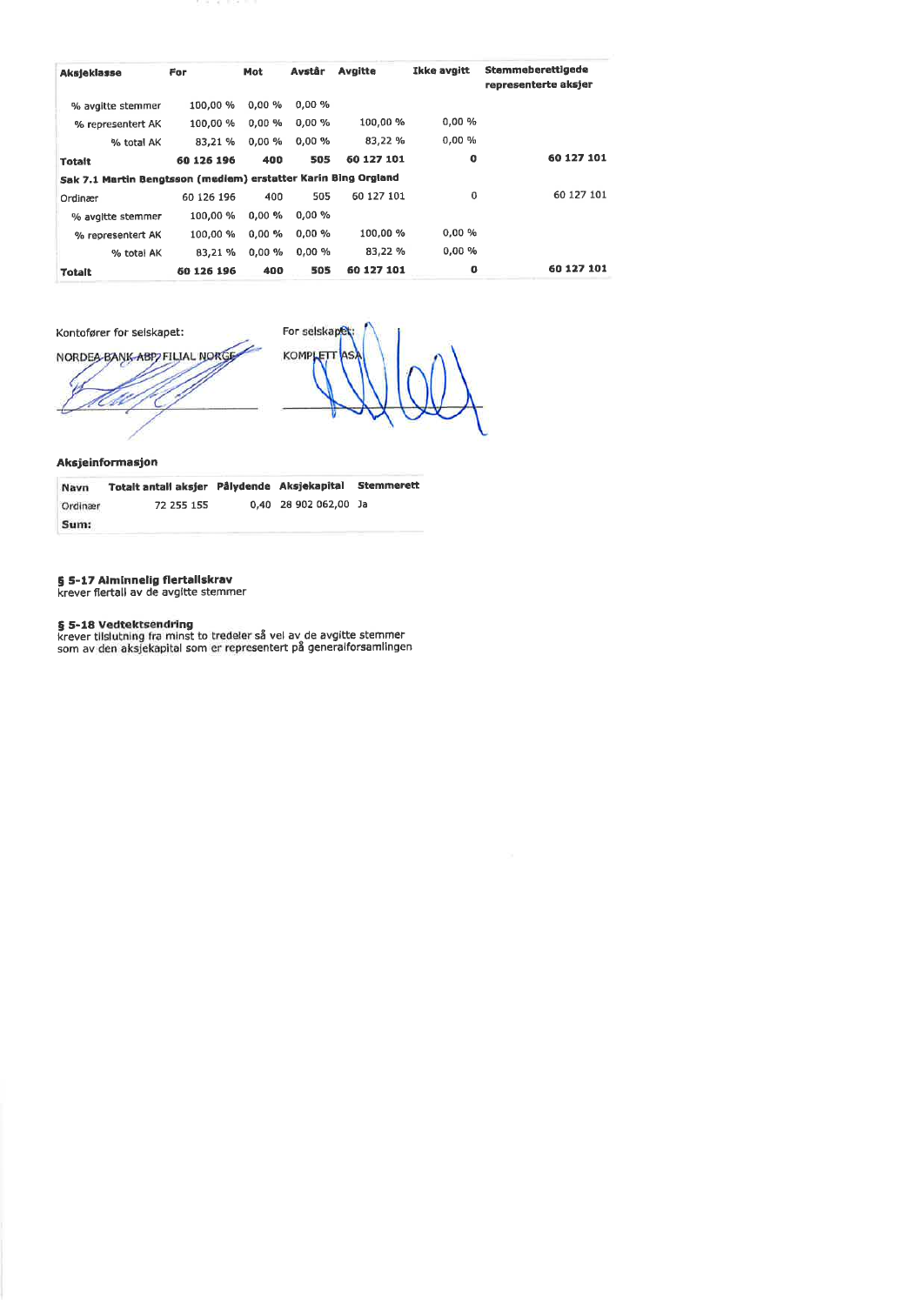| Aksjeklasse | For | Mot | Avstår | Avgitte | Ikke avgitt | Stemmeberettigede representerte aksjer |
|---|---|---|---|---|---|---|
| % avgitte stemmer | 100,00 % | 0,00 % | 0,00 % | | | |
| % representert AK | 100,00 % | 0,00 % | 0,00 % | 100,00 % | 0,00 % | |
| % total AK | 83,21 % | 0,00 % | 0,00 % | 83,22 % | 0,00 % | |
| **Totalt** | **60 126 196** | **400** | **505** | **60 127 101** | **0** | **60 127 101** |
| **Sak 7.1 Martin Bengtsson (medlem) erstatter Karin Bing Orgland** | | | | | | |
| Ordinær | 60 126 196 | 400 | 505 | 60 127 101 | 0 | 60 127 101 |
| % avgitte stemmer | 100,00 % | 0,00 % | 0,00 % | | | |
| % representert AK | 100,00 % | 0,00 % | 0,00 % | 100,00 % | 0,00 % | |
| % total AK | 83,21 % | 0,00 % | 0,00 % | 83,22 % | 0,00 % | |
| **Totalt** | **60 126 196** | **400** | **505** | **60 127 101** | **0** | **60 127 101** |

Kontofører for selskapet:
NORDEA BANK ABP, FILIAL NORGE

For selskapet:
KOMPLETT ASA

### Aksjeinformasjon

| Navn | Totalt antall aksjer | Pålydende | Aksjekapital | Stemmerett |
|---|---|---|---|---|
| Ordinær | 72 255 155 | 0,40 | 28 902 062,00 | Ja |
| **Sum:** | | | | |

**§ 5-17 Alminnelig flertallskrav**
krever flertall av de avgitte stemmer

**§ 5-18 Vedtektsendring**
krever tilslutning fra minst to tredeler så vel av de avgitte stemmer som av den aksjekapital som er representert på generalforsamlingen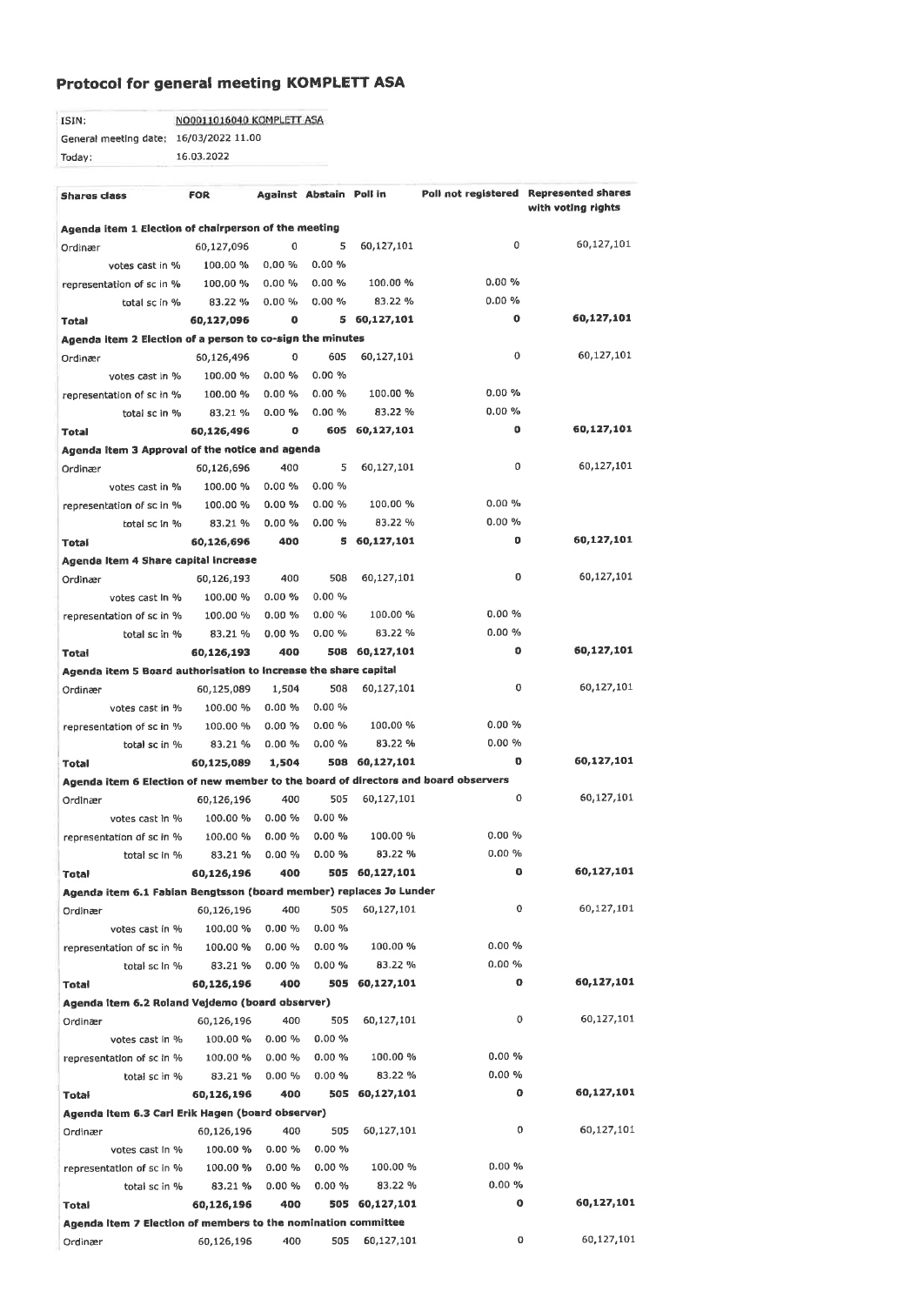## Protocol for general meeting KOMPLETT ASA

| | |
|---|---|
| ISIN: | NO0011016040 KOMPLETT ASA |
| General meeting date: | 16/03/2022 11.00 |
| Today: | 16.03.2022 |

| Shares class | FOR | Against | Abstain | Poll in | Poll not registered | Represented shares with voting rights |
|---|---|---|---|---|---|---|
| **Agenda item 1 Election of chairperson of the meeting** | | | | | | |
| Ordinær | 60,127,096 | 0 | 5 | 60,127,101 | 0 | 60,127,101 |
| votes cast in % | 100.00 % | 0.00 % | 0.00 % | | | |
| representation of sc in % | 100.00 % | 0.00 % | 0.00 % | 100.00 % | 0.00 % | |
| total sc in % | 83.22 % | 0.00 % | 0.00 % | 83.22 % | 0.00 % | |
| **Total** | **60,127,096** | **0** | **5** | **60,127,101** | **0** | **60,127,101** |
| **Agenda item 2 Election of a person to co-sign the minutes** | | | | | | |
| Ordinær | 60,126,496 | 0 | 605 | 60,127,101 | 0 | 60,127,101 |
| votes cast in % | 100.00 % | 0.00 % | 0.00 % | | | |
| representation of sc in % | 100.00 % | 0.00 % | 0.00 % | 100.00 % | 0.00 % | |
| total sc in % | 83.21 % | 0.00 % | 0.00 % | 83.22 % | 0.00 % | |
| **Total** | **60,126,496** | **0** | **605** | **60,127,101** | **0** | **60,127,101** |
| **Agenda item 3 Approval of the notice and agenda** | | | | | | |
| Ordinær | 60,126,696 | 400 | 5 | 60,127,101 | 0 | 60,127,101 |
| votes cast in % | 100.00 % | 0.00 % | 0.00 % | | | |
| representation of sc in % | 100.00 % | 0.00 % | 0.00 % | 100.00 % | 0.00 % | |
| total sc in % | 83.21 % | 0.00 % | 0.00 % | 83.22 % | 0.00 % | |
| **Total** | **60,126,696** | **400** | **5** | **60,127,101** | **0** | **60,127,101** |
| **Agenda item 4 Share capital increase** | | | | | | |
| Ordinær | 60,126,193 | 400 | 508 | 60,127,101 | 0 | 60,127,101 |
| votes cast in % | 100.00 % | 0.00 % | 0.00 % | | | |
| representation of sc in % | 100.00 % | 0.00 % | 0.00 % | 100.00 % | 0.00 % | |
| total sc in % | 83.21 % | 0.00 % | 0.00 % | 83.22 % | 0.00 % | |
| **Total** | **60,126,193** | **400** | **508** | **60,127,101** | **0** | **60,127,101** |
| **Agenda item 5 Board authorisation to increase the share capital** | | | | | | |
| Ordinær | 60,125,089 | 1,504 | 508 | 60,127,101 | 0 | 60,127,101 |
| votes cast in % | 100.00 % | 0.00 % | 0.00 % | | | |
| representation of sc in % | 100.00 % | 0.00 % | 0.00 % | 100.00 % | 0.00 % | |
| total sc in % | 83.21 % | 0.00 % | 0.00 % | 83.22 % | 0.00 % | |
| **Total** | **60,125,089** | **1,504** | **508** | **60,127,101** | **0** | **60,127,101** |
| **Agenda item 6 Election of new member to the board of directors and board observers** | | | | | | |
| Ordinær | 60,126,196 | 400 | 505 | 60,127,101 | 0 | 60,127,101 |
| votes cast in % | 100.00 % | 0.00 % | 0.00 % | | | |
| representation of sc in % | 100.00 % | 0.00 % | 0.00 % | 100.00 % | 0.00 % | |
| total sc in % | 83.21 % | 0.00 % | 0.00 % | 83.22 % | 0.00 % | |
| **Total** | **60,126,196** | **400** | **505** | **60,127,101** | **0** | **60,127,101** |
| **Agenda item 6.1 Fabian Bengtsson (board member) replaces Jo Lunder** | | | | | | |
| Ordinær | 60,126,196 | 400 | 505 | 60,127,101 | 0 | 60,127,101 |
| votes cast in % | 100.00 % | 0.00 % | 0.00 % | | | |
| representation of sc in % | 100.00 % | 0.00 % | 0.00 % | 100.00 % | 0.00 % | |
| total sc in % | 83.21 % | 0.00 % | 0.00 % | 83.22 % | 0.00 % | |
| **Total** | **60,126,196** | **400** | **505** | **60,127,101** | **0** | **60,127,101** |
| **Agenda item 6.2 Roland Vejdemo (board observer)** | | | | | | |
| Ordinær | 60,126,196 | 400 | 505 | 60,127,101 | 0 | 60,127,101 |
| votes cast in % | 100.00 % | 0.00 % | 0.00 % | | | |
| representation of sc in % | 100.00 % | 0.00 % | 0.00 % | 100.00 % | 0.00 % | |
| total sc in % | 83.21 % | 0.00 % | 0.00 % | 83.22 % | 0.00 % | |
| **Total** | **60,126,196** | **400** | **505** | **60,127,101** | **0** | **60,127,101** |
| **Agenda item 6.3 Carl Erik Hagen (board observer)** | | | | | | |
| Ordinær | 60,126,196 | 400 | 505 | 60,127,101 | 0 | 60,127,101 |
| votes cast in % | 100.00 % | 0.00 % | 0.00 % | | | |
| representation of sc in % | 100.00 % | 0.00 % | 0.00 % | 100.00 % | 0.00 % | |
| total sc in % | 83.21 % | 0.00 % | 0.00 % | 83.22 % | 0.00 % | |
| **Total** | **60,126,196** | **400** | **505** | **60,127,101** | **0** | **60,127,101** |
| **Agenda item 7 Election of members to the nomination committee** | | | | | | |
| Ordinær | 60,126,196 | 400 | 505 | 60,127,101 | 0 | 60,127,101 |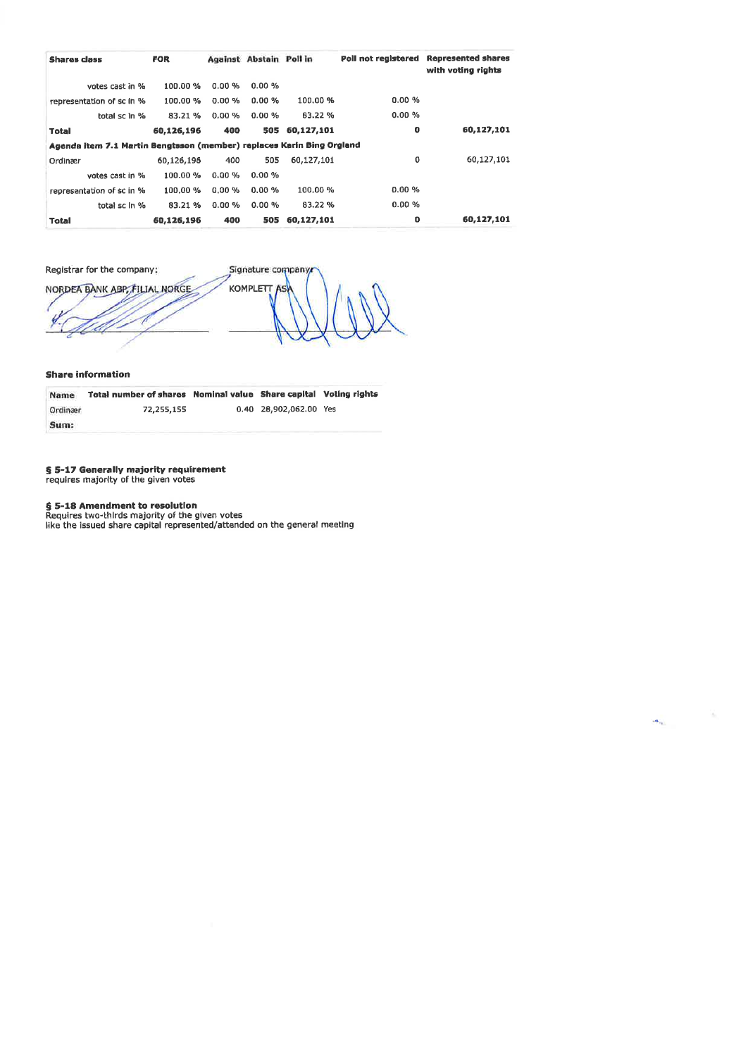| Shares class | FOR | Against | Abstain | Poll in | Poll not registered | Represented shares with voting rights |
|---|---|---|---|---|---|---|
| votes cast in % | 100.00 % | 0.00 % | 0.00 % | | | |
| representation of sc in % | 100.00 % | 0.00 % | 0.00 % | 100.00 % | 0.00 % | |
| total sc in % | 83.21 % | 0.00 % | 0.00 % | 83.22 % | 0.00 % | |
| **Total** | **60,126,196** | **400** | **505** | **60,127,101** | **0** | **60,127,101** |
| **Agenda item 7.1 Martin Bengtsson (member) replaces Karin Bing Orgland** | | | | | | |
| Ordinær | 60,126,196 | 400 | 505 | 60,127,101 | 0 | 60,127,101 |
| votes cast in % | 100.00 % | 0.00 % | 0.00 % | | | |
| representation of sc in % | 100.00 % | 0.00 % | 0.00 % | 100.00 % | 0.00 % | |
| total sc in % | 83.21 % | 0.00 % | 0.00 % | 83.22 % | 0.00 % | |
| **Total** | **60,126,196** | **400** | **505** | **60,127,101** | **0** | **60,127,101** |

Registrar for the company: NORDEA BANK ABP, FILIAL NORGE

Signature company: KOMPLETT ASA

### Share information

| Name | Total number of shares | Nominal value | Share capital | Voting rights |
|---|---|---|---|---|
| Ordinær | 72,255,155 | 0.40 | 28,902,062.00 | Yes |
| **Sum:** | | | | |

**§ 5-17 Generally majority requirement**
requires majority of the given votes

**§ 5-18 Amendment to resolution**
Requires two-thirds majority of the given votes
like the issued share capital represented/attended on the general meeting